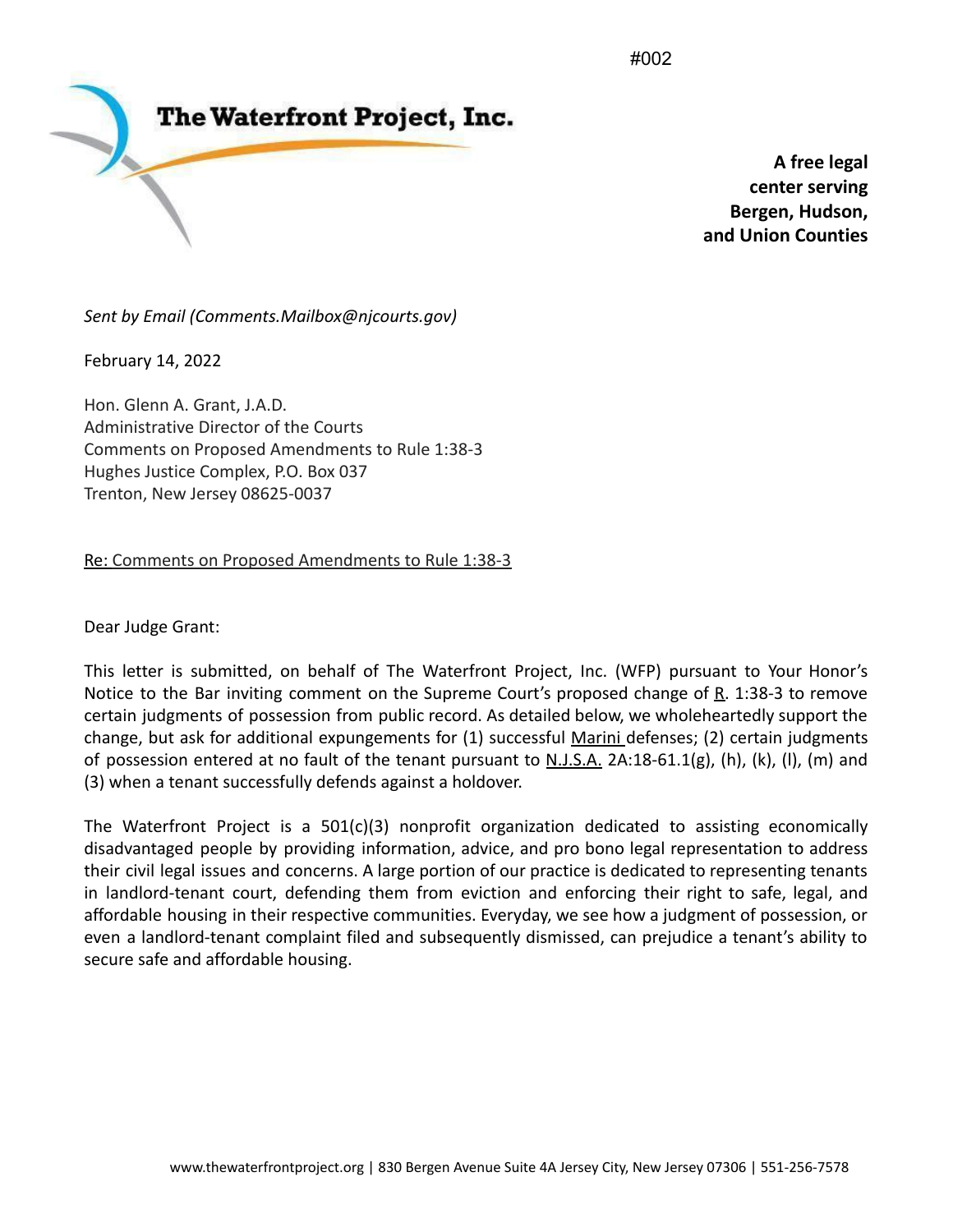#002

**The Waterfront Project, Inc.**

**A free legal center serving Bergen, Hudson, and Union Counties**

*Sent by Email (Comments.Mailbox@njcourts.gov)*

February 14, 2022

Hon. Glenn A. Grant, J.A.D.
Administrative Director of the Courts
Comments on Proposed Amendments to Rule 1:38-3
Hughes Justice Complex, P.O. Box 037
Trenton, New Jersey 08625-0037

Re: Comments on Proposed Amendments to Rule 1:38-3

Dear Judge Grant:

This letter is submitted, on behalf of The Waterfront Project, Inc. (WFP) pursuant to Your Honor's Notice to the Bar inviting comment on the Supreme Court's proposed change of R. 1:38-3 to remove certain judgments of possession from public record. As detailed below, we wholeheartedly support the change, but ask for additional expungements for (1) successful Marini defenses; (2) certain judgments of possession entered at no fault of the tenant pursuant to N.J.S.A. 2A:18-61.1(g), (h), (k), (l), (m) and (3) when a tenant successfully defends against a holdover.

The Waterfront Project is a 501(c)(3) nonprofit organization dedicated to assisting economically disadvantaged people by providing information, advice, and pro bono legal representation to address their civil legal issues and concerns. A large portion of our practice is dedicated to representing tenants in landlord-tenant court, defending them from eviction and enforcing their right to safe, legal, and affordable housing in their respective communities. Everyday, we see how a judgment of possession, or even a landlord-tenant complaint filed and subsequently dismissed, can prejudice a tenant's ability to secure safe and affordable housing.

www.thewaterfrontproject.org | 830 Bergen Avenue Suite 4A Jersey City, New Jersey 07306 | 551-256-7578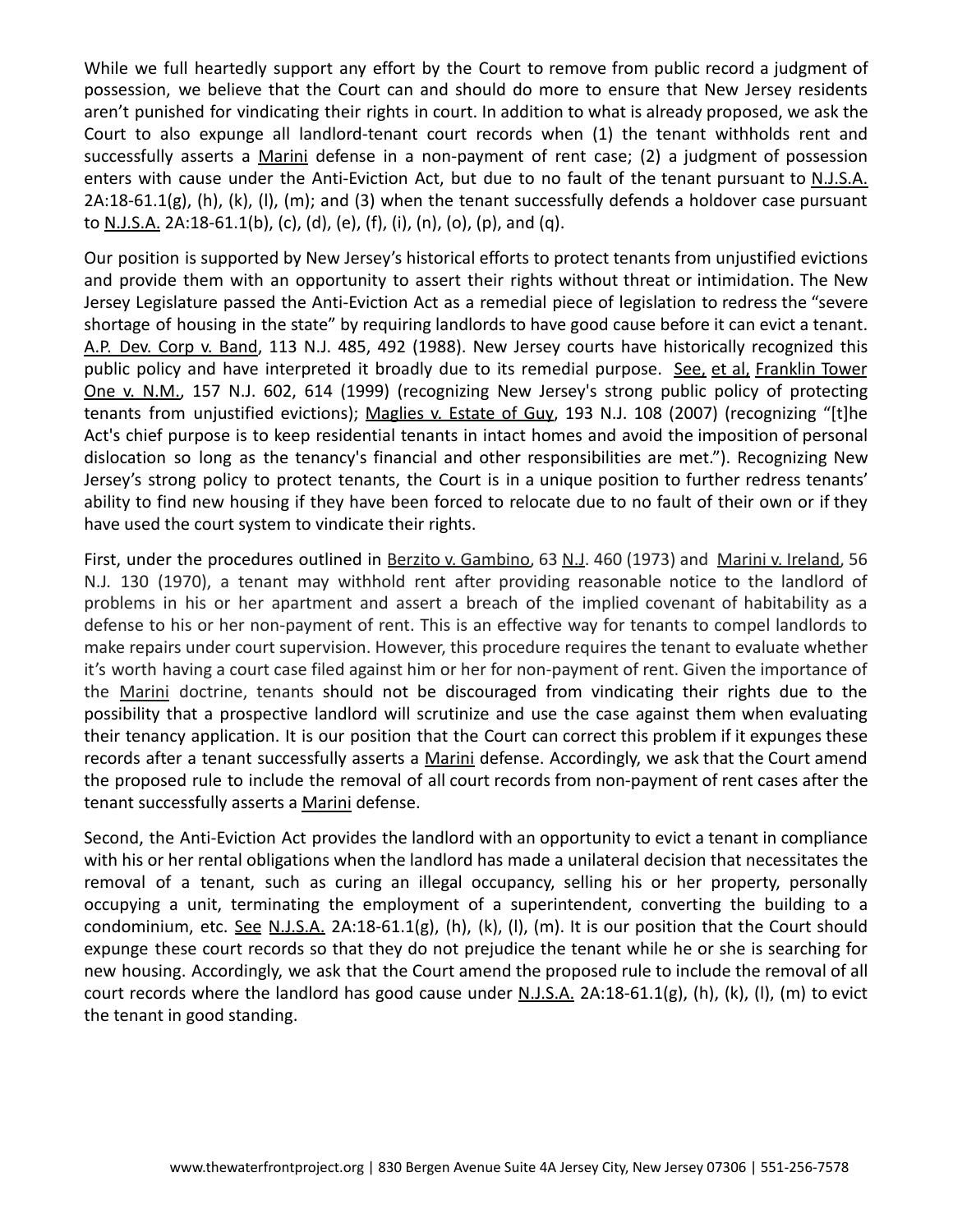While we full heartedly support any effort by the Court to remove from public record a judgment of possession, we believe that the Court can and should do more to ensure that New Jersey residents aren't punished for vindicating their rights in court. In addition to what is already proposed, we ask the Court to also expunge all landlord-tenant court records when (1) the tenant withholds rent and successfully asserts a Marini defense in a non-payment of rent case; (2) a judgment of possession enters with cause under the Anti-Eviction Act, but due to no fault of the tenant pursuant to N.J.S.A. 2A:18-61.1(g), (h), (k), (l), (m); and (3) when the tenant successfully defends a holdover case pursuant to N.J.S.A. 2A:18-61.1(b), (c), (d), (e), (f), (i), (n), (o), (p), and (q).

Our position is supported by New Jersey's historical efforts to protect tenants from unjustified evictions and provide them with an opportunity to assert their rights without threat or intimidation. The New Jersey Legislature passed the Anti-Eviction Act as a remedial piece of legislation to redress the "severe shortage of housing in the state" by requiring landlords to have good cause before it can evict a tenant. A.P. Dev. Corp v. Band, 113 N.J. 485, 492 (1988). New Jersey courts have historically recognized this public policy and have interpreted it broadly due to its remedial purpose. See, et al, Franklin Tower One v. N.M., 157 N.J. 602, 614 (1999) (recognizing New Jersey's strong public policy of protecting tenants from unjustified evictions); Maglies v. Estate of Guy, 193 N.J. 108 (2007) (recognizing "[t]he Act's chief purpose is to keep residential tenants in intact homes and avoid the imposition of personal dislocation so long as the tenancy's financial and other responsibilities are met."). Recognizing New Jersey's strong policy to protect tenants, the Court is in a unique position to further redress tenants' ability to find new housing if they have been forced to relocate due to no fault of their own or if they have used the court system to vindicate their rights.

First, under the procedures outlined in Berzito v. Gambino, 63 N.J. 460 (1973) and Marini v. Ireland, 56 N.J. 130 (1970), a tenant may withhold rent after providing reasonable notice to the landlord of problems in his or her apartment and assert a breach of the implied covenant of habitability as a defense to his or her non-payment of rent. This is an effective way for tenants to compel landlords to make repairs under court supervision. However, this procedure requires the tenant to evaluate whether it's worth having a court case filed against him or her for non-payment of rent. Given the importance of the Marini doctrine, tenants should not be discouraged from vindicating their rights due to the possibility that a prospective landlord will scrutinize and use the case against them when evaluating their tenancy application. It is our position that the Court can correct this problem if it expunges these records after a tenant successfully asserts a Marini defense. Accordingly, we ask that the Court amend the proposed rule to include the removal of all court records from non-payment of rent cases after the tenant successfully asserts a Marini defense.

Second, the Anti-Eviction Act provides the landlord with an opportunity to evict a tenant in compliance with his or her rental obligations when the landlord has made a unilateral decision that necessitates the removal of a tenant, such as curing an illegal occupancy, selling his or her property, personally occupying a unit, terminating the employment of a superintendent, converting the building to a condominium, etc. See N.J.S.A. 2A:18-61.1(g), (h), (k), (l), (m). It is our position that the Court should expunge these court records so that they do not prejudice the tenant while he or she is searching for new housing. Accordingly, we ask that the Court amend the proposed rule to include the removal of all court records where the landlord has good cause under N.J.S.A. 2A:18-61.1(g), (h), (k), (l), (m) to evict the tenant in good standing.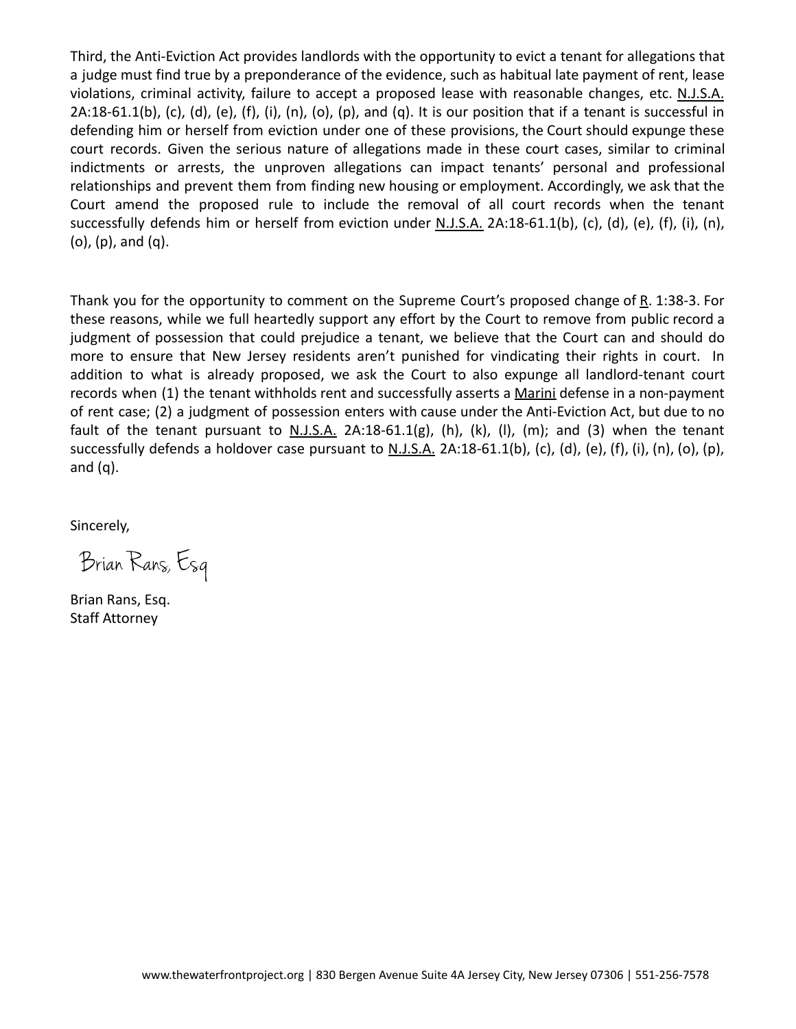Third, the Anti-Eviction Act provides landlords with the opportunity to evict a tenant for allegations that a judge must find true by a preponderance of the evidence, such as habitual late payment of rent, lease violations, criminal activity, failure to accept a proposed lease with reasonable changes, etc. N.J.S.A. 2A:18-61.1(b), (c), (d), (e), (f), (i), (n), (o), (p), and (q). It is our position that if a tenant is successful in defending him or herself from eviction under one of these provisions, the Court should expunge these court records. Given the serious nature of allegations made in these court cases, similar to criminal indictments or arrests, the unproven allegations can impact tenants' personal and professional relationships and prevent them from finding new housing or employment. Accordingly, we ask that the Court amend the proposed rule to include the removal of all court records when the tenant successfully defends him or herself from eviction under N.J.S.A. 2A:18-61.1(b), (c), (d), (e), (f), (i), (n), (o), (p), and (q).

Thank you for the opportunity to comment on the Supreme Court's proposed change of R. 1:38-3. For these reasons, while we full heartedly support any effort by the Court to remove from public record a judgment of possession that could prejudice a tenant, we believe that the Court can and should do more to ensure that New Jersey residents aren't punished for vindicating their rights in court. In addition to what is already proposed, we ask the Court to also expunge all landlord-tenant court records when (1) the tenant withholds rent and successfully asserts a Marini defense in a non-payment of rent case; (2) a judgment of possession enters with cause under the Anti-Eviction Act, but due to no fault of the tenant pursuant to N.J.S.A. 2A:18-61.1(g), (h), (k), (l), (m); and (3) when the tenant successfully defends a holdover case pursuant to N.J.S.A. 2A:18-61.1(b), (c), (d), (e), (f), (i), (n), (o), (p), and (q).

Sincerely,

Brian Rans, Esq

Brian Rans, Esq.
Staff Attorney

www.thewaterfrontproject.org | 830 Bergen Avenue Suite 4A Jersey City, New Jersey 07306 | 551-256-7578